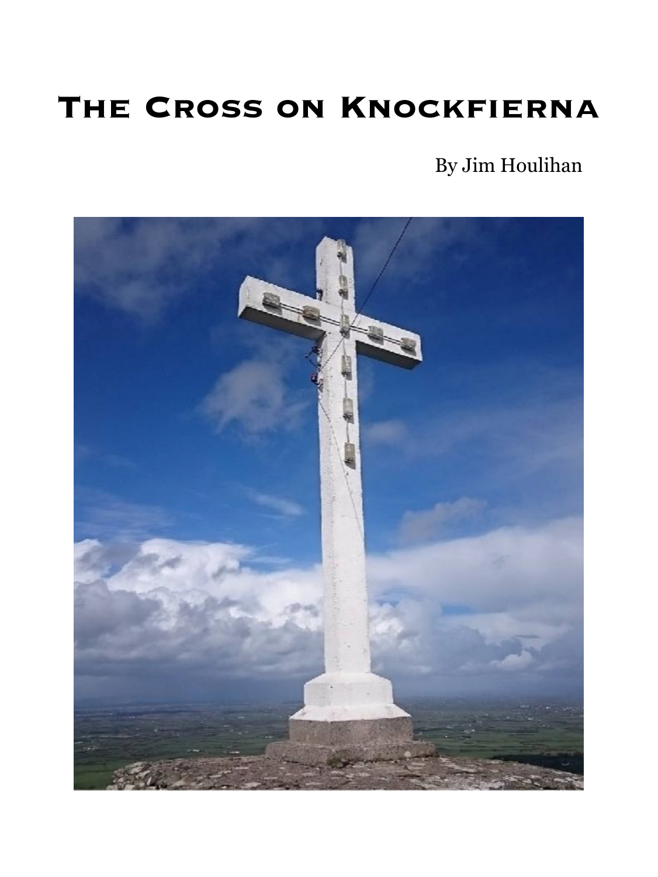# The Cross on Knockfierna

By Jim Houlihan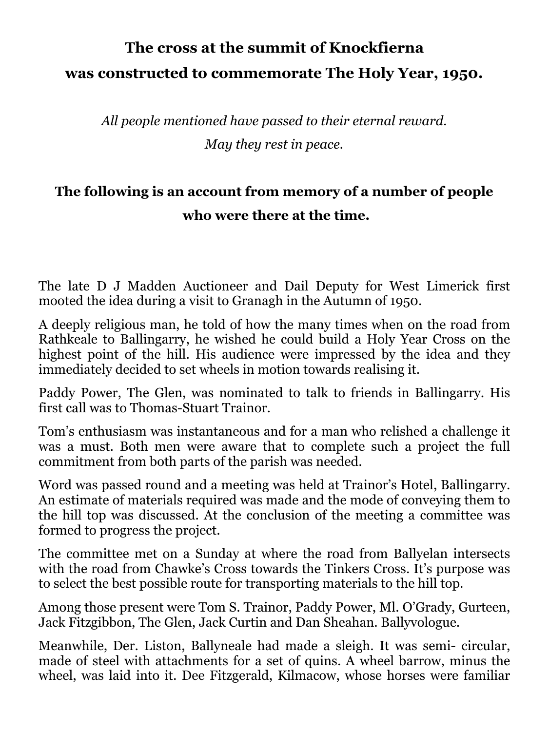# The cross at the summit of Knockfierna was constructed to commemorate The Holy Year, 1950.

*All people mentioned have passed to their eternal reward.*

*May they rest in peace.*

**The following is an account from memory of a number of people who were there at the time.**

The late D J Madden Auctioneer and Dail Deputy for West Limerick first mooted the idea during a visit to Granagh in the Autumn of 1950.

A deeply religious man, he told of how the many times when on the road from Rathkeale to Ballingarry, he wished he could build a Holy Year Cross on the highest point of the hill. His audience were impressed by the idea and they immediately decided to set wheels in motion towards realising it.

Paddy Power, The Glen, was nominated to talk to friends in Ballingarry. His first call was to Thomas-Stuart Trainor.

Tom's enthusiasm was instantaneous and for a man who relished a challenge it was a must. Both men were aware that to complete such a project the full commitment from both parts of the parish was needed.

Word was passed round and a meeting was held at Trainor's Hotel, Ballingarry. An estimate of materials required was made and the mode of conveying them to the hill top was discussed. At the conclusion of the meeting a committee was formed to progress the project.

The committee met on a Sunday at where the road from Ballyelan intersects with the road from Chawke's Cross towards the Tinkers Cross. It's purpose was to select the best possible route for transporting materials to the hill top.

Among those present were Tom S. Trainor, Paddy Power, Ml. O'Grady, Gurteen, Jack Fitzgibbon, The Glen, Jack Curtin and Dan Sheahan. Ballyvologue.

Meanwhile, Der. Liston, Ballyneale had made a sleigh. It was semi- circular, made of steel with attachments for a set of quins. A wheel barrow, minus the wheel, was laid into it. Dee Fitzgerald, Kilmacow, whose horses were familiar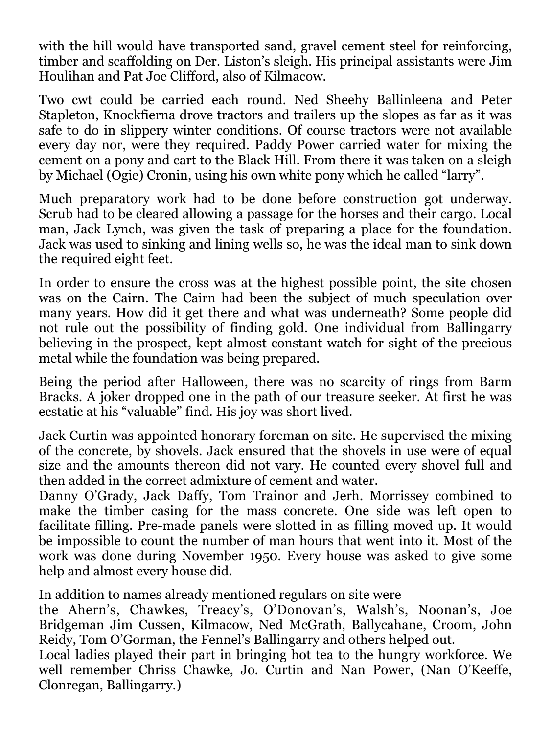with the hill would have transported sand, gravel cement steel for reinforcing, timber and scaffolding on Der. Liston's sleigh. His principal assistants were Jim Houlihan and Pat Joe Clifford, also of Kilmacow.

Two cwt could be carried each round. Ned Sheehy Ballinleena and Peter Stapleton, Knockfierna drove tractors and trailers up the slopes as far as it was safe to do in slippery winter conditions. Of course tractors were not available every day nor, were they required. Paddy Power carried water for mixing the cement on a pony and cart to the Black Hill. From there it was taken on a sleigh by Michael (Ogie) Cronin, using his own white pony which he called "larry".

Much preparatory work had to be done before construction got underway. Scrub had to be cleared allowing a passage for the horses and their cargo. Local man, Jack Lynch, was given the task of preparing a place for the foundation. Jack was used to sinking and lining wells so, he was the ideal man to sink down the required eight feet.

In order to ensure the cross was at the highest possible point, the site chosen was on the Cairn. The Cairn had been the subject of much speculation over many years. How did it get there and what was underneath? Some people did not rule out the possibility of finding gold. One individual from Ballingarry believing in the prospect, kept almost constant watch for sight of the precious metal while the foundation was being prepared.

Being the period after Halloween, there was no scarcity of rings from Barm Bracks. A joker dropped one in the path of our treasure seeker. At first he was ecstatic at his "valuable" find. His joy was short lived.

Jack Curtin was appointed honorary foreman on site. He supervised the mixing of the concrete, by shovels. Jack ensured that the shovels in use were of equal size and the amounts thereon did not vary. He counted every shovel full and then added in the correct admixture of cement and water.
Danny O'Grady, Jack Daffy, Tom Trainor and Jerh. Morrissey combined to make the timber casing for the mass concrete. One side was left open to facilitate filling. Pre-made panels were slotted in as filling moved up. It would be impossible to count the number of man hours that went into it. Most of the work was done during November 1950. Every house was asked to give some help and almost every house did.

In addition to names already mentioned regulars on site were
the Ahern's, Chawkes, Treacy's, O'Donovan's, Walsh's, Noonan's, Joe Bridgeman Jim Cussen, Kilmacow, Ned McGrath, Ballycahane, Croom, John Reidy, Tom O'Gorman, the Fennel's Ballingarry and others helped out.
Local ladies played their part in bringing hot tea to the hungry workforce. We well remember Chriss Chawke, Jo. Curtin and Nan Power, (Nan O'Keeffe, Clonregan, Ballingarry.)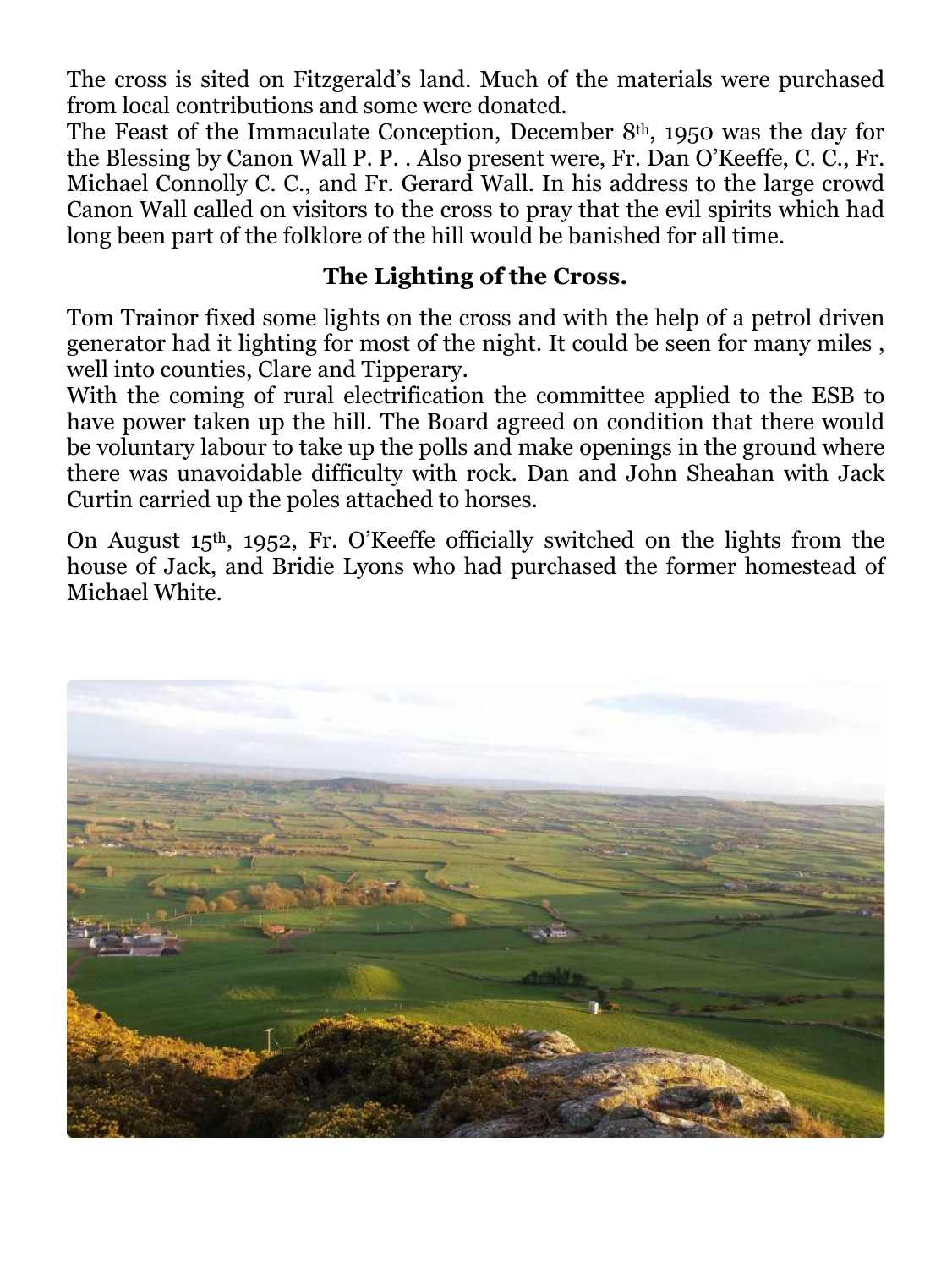The cross is sited on Fitzgerald's land. Much of the materials were purchased from local contributions and some were donated.

The Feast of the Immaculate Conception, December 8th, 1950 was the day for the Blessing by Canon Wall P. P. . Also present were, Fr. Dan O'Keeffe, C. C., Fr. Michael Connolly C. C., and Fr. Gerard Wall. In his address to the large crowd Canon Wall called on visitors to the cross to pray that the evil spirits which had long been part of the folklore of the hill would be banished for all time.

### The Lighting of the Cross.

Tom Trainor fixed some lights on the cross and with the help of a petrol driven generator had it lighting for most of the night. It could be seen for many miles , well into counties, Clare and Tipperary.

With the coming of rural electrification the committee applied to the ESB to have power taken up the hill. The Board agreed on condition that there would be voluntary labour to take up the polls and make openings in the ground where there was unavoidable difficulty with rock. Dan and John Sheahan with Jack Curtin carried up the poles attached to horses.

On August 15th, 1952, Fr. O'Keeffe officially switched on the lights from the house of Jack, and Bridie Lyons who had purchased the former homestead of Michael White.